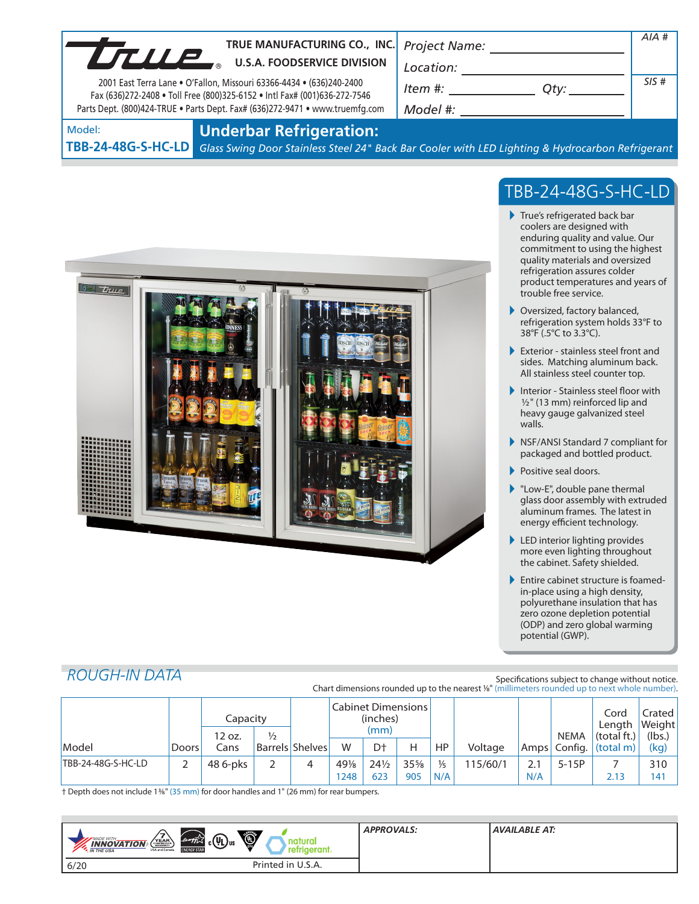**TRUE MANUFACTURING CO., INC.**
**U.S.A. FOODSERVICE DIVISION**

2001 East Terra Lane • O'Fallon, Missouri 63366-4434 • (636)240-2400
Fax (636)272-2408 • Toll Free (800)325-6152 • Intl Fax# (001)636-272-7546
Parts Dept. (800)424-TRUE • Parts Dept. Fax# (636)272-9471 • www.truemfg.com

*Project Name:* ____________________
*Location:* ____________________
*Item #:* __________ *Qty:* __________
*Model #:* ____________________

*AIA #*

*SIS #*

Model:
**TBB-24-48G-S-HC-LD**

# Underbar Refrigeration:

*Glass Swing Door Stainless Steel 24" Back Bar Cooler with LED Lighting & Hydrocarbon Refrigerant*

## TBB-24-48G-S-HC-LD

- True's refrigerated back bar coolers are designed with enduring quality and value. Our commitment to using the highest quality materials and oversized refrigeration assures colder product temperatures and years of trouble free service.
- Oversized, factory balanced, refrigeration system holds 33°F to 38°F (.5°C to 3.3°C).
- Exterior - stainless steel front and sides. Matching aluminum back. All stainless steel counter top.
- Interior - Stainless steel floor with ½" (13 mm) reinforced lip and heavy gauge galvanized steel walls.
- NSF/ANSI Standard 7 compliant for packaged and bottled product.
- Positive seal doors.
- "Low-E", double pane thermal glass door assembly with extruded aluminum frames. The latest in energy efficient technology.
- LED interior lighting provides more even lighting throughout the cabinet. Safety shielded.
- Entire cabinet structure is foamed-in-place using a high density, polyurethane insulation that has zero ozone depletion potential (ODP) and zero global warming potential (GWP).

## ROUGH-IN DATA

Specifications subject to change without notice.
Chart dimensions rounded up to the nearest ⅛" (millimeters rounded up to next whole number).

| Model | Doors | Capacity 12 oz. Cans | Capacity ½ Barrels | Shelves | Cabinet Dimensions (inches) (mm) W | D† | H | HP | Voltage | Amps | NEMA Config. | Cord Length (total ft.) (total m) | Crated Weight (lbs.) (kg) |
|---|---|---|---|---|---|---|---|---|---|---|---|---|---|
| TBB-24-48G-S-HC-LD | 2 | 48 6-pks | 2 | 4 | 49⅛ 1248 | 24½ 623 | 35⅝ 905 | ⅕ N/A | 115/60/1 | 2.1 N/A | 5-15P | 7 2.13 | 310 141 |

† Depth does not include 1⅜" (35 mm) for door handles and 1" (26 mm) for rear bumpers.

MADE WITH INNOVATION IN THE USA | 7 YEAR COMPRESSOR WARRANTY | ENERGY STAR | cULus | natural refrigerant.

*APPROVALS:*

*AVAILABLE AT:*

6/20 Printed in U.S.A.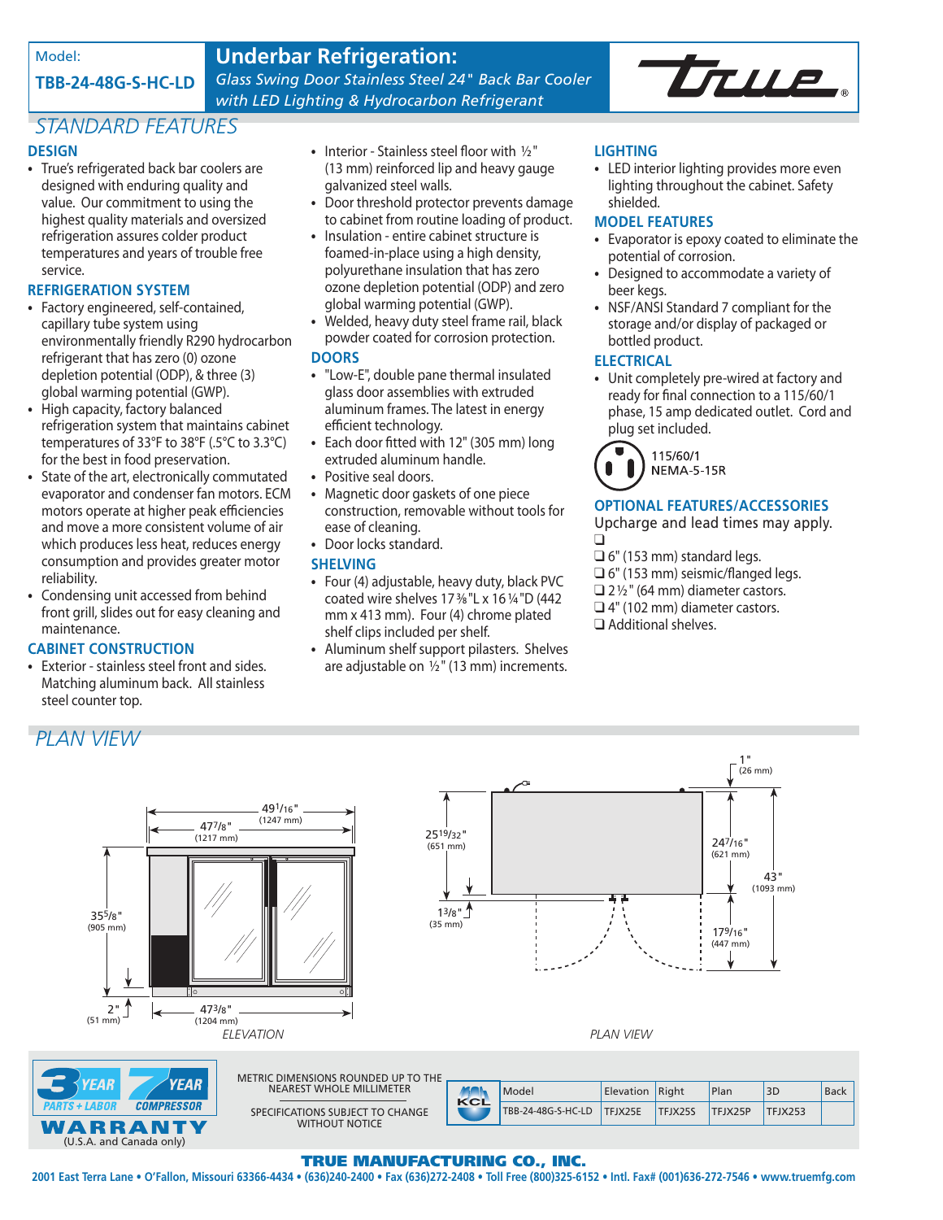Model:

**TBB-24-48G-S-HC-LD**

# Underbar Refrigeration:

*Glass Swing Door Stainless Steel 24" Back Bar Cooler with LED Lighting & Hydrocarbon Refrigerant*

## STANDARD FEATURES

### DESIGN

- True's refrigerated back bar coolers are designed with enduring quality and value. Our commitment to using the highest quality materials and oversized refrigeration assures colder product temperatures and years of trouble free service.

### REFRIGERATION SYSTEM

- Factory engineered, self-contained, capillary tube system using environmentally friendly R290 hydrocarbon refrigerant that has zero (0) ozone depletion potential (ODP), & three (3) global warming potential (GWP).
- High capacity, factory balanced refrigeration system that maintains cabinet temperatures of 33°F to 38°F (.5°C to 3.3°C) for the best in food preservation.
- State of the art, electronically commutated evaporator and condenser fan motors. ECM motors operate at higher peak efficiencies and move a more consistent volume of air which produces less heat, reduces energy consumption and provides greater motor reliability.
- Condensing unit accessed from behind front grill, slides out for easy cleaning and maintenance.

### CABINET CONSTRUCTION

- Exterior - stainless steel front and sides. Matching aluminum back. All stainless steel counter top.
- Interior - Stainless steel floor with ½" (13 mm) reinforced lip and heavy gauge galvanized steel walls.
- Door threshold protector prevents damage to cabinet from routine loading of product.
- Insulation - entire cabinet structure is foamed-in-place using a high density, polyurethane insulation that has zero ozone depletion potential (ODP) and zero global warming potential (GWP).
- Welded, heavy duty steel frame rail, black powder coated for corrosion protection.

### DOORS

- "Low-E", double pane thermal insulated glass door assemblies with extruded aluminum frames. The latest in energy efficient technology.
- Each door fitted with 12" (305 mm) long extruded aluminum handle.
- Positive seal doors.
- Magnetic door gaskets of one piece construction, removable without tools for ease of cleaning.
- Door locks standard.

### SHELVING

- Four (4) adjustable, heavy duty, black PVC coated wire shelves 17⅜"L x 16¼"D (442 mm x 413 mm). Four (4) chrome plated shelf clips included per shelf.
- Aluminum shelf support pilasters. Shelves are adjustable on ½" (13 mm) increments.

### LIGHTING

- LED interior lighting provides more even lighting throughout the cabinet. Safety shielded.

### MODEL FEATURES

- Evaporator is epoxy coated to eliminate the potential of corrosion.
- Designed to accommodate a variety of beer kegs.
- NSF/ANSI Standard 7 compliant for the storage and/or display of packaged or bottled product.

### ELECTRICAL

- Unit completely pre-wired at factory and ready for final connection to a 115/60/1 phase, 15 amp dedicated outlet. Cord and plug set included.

115/60/1
NEMA-5-15R

### OPTIONAL FEATURES/ACCESSORIES

Upcharge and lead times may apply.

- ❑
- ❑ 6" (153 mm) standard legs.
- ❑ 6" (153 mm) seismic/flanged legs.
- ❑ 2½" (64 mm) diameter castors.
- ❑ 4" (102 mm) diameter castors.
- ❑ Additional shelves.

## PLAN VIEW

49¹/₁₆" (1247 mm)
47⁷/₈" (1217 mm)
35⁵/₈" (905 mm)
2" (51 mm)
47³/₈" (1204 mm)
*ELEVATION*

1" (26 mm)
25¹⁹/₃₂" (651 mm)
24⁷/₁₆" (621 mm)
43" (1093 mm)
1³/₈" (35 mm)
17⁹/₁₆" (447 mm)
*PLAN VIEW*

3 YEAR PARTS + LABOR
7 YEAR COMPRESSOR
WARRANTY
(U.S.A. and Canada only)

METRIC DIMENSIONS ROUNDED UP TO THE NEAREST WHOLE MILLIMETER

SPECIFICATIONS SUBJECT TO CHANGE WITHOUT NOTICE

| Model | Elevation | Right | Plan | 3D | Back |
|---|---|---|---|---|---|
| TBB-24-48G-S-HC-LD | TFJX25E | TFJX25S | TFJX25P | TFJX253 | |

**TRUE MANUFACTURING CO., INC.**

2001 East Terra Lane • O'Fallon, Missouri 63366-4434 • (636)240-2400 • Fax (636)272-2408 • Toll Free (800)325-6152 • Intl. Fax# (001)636-272-7546 • www.truemfg.com